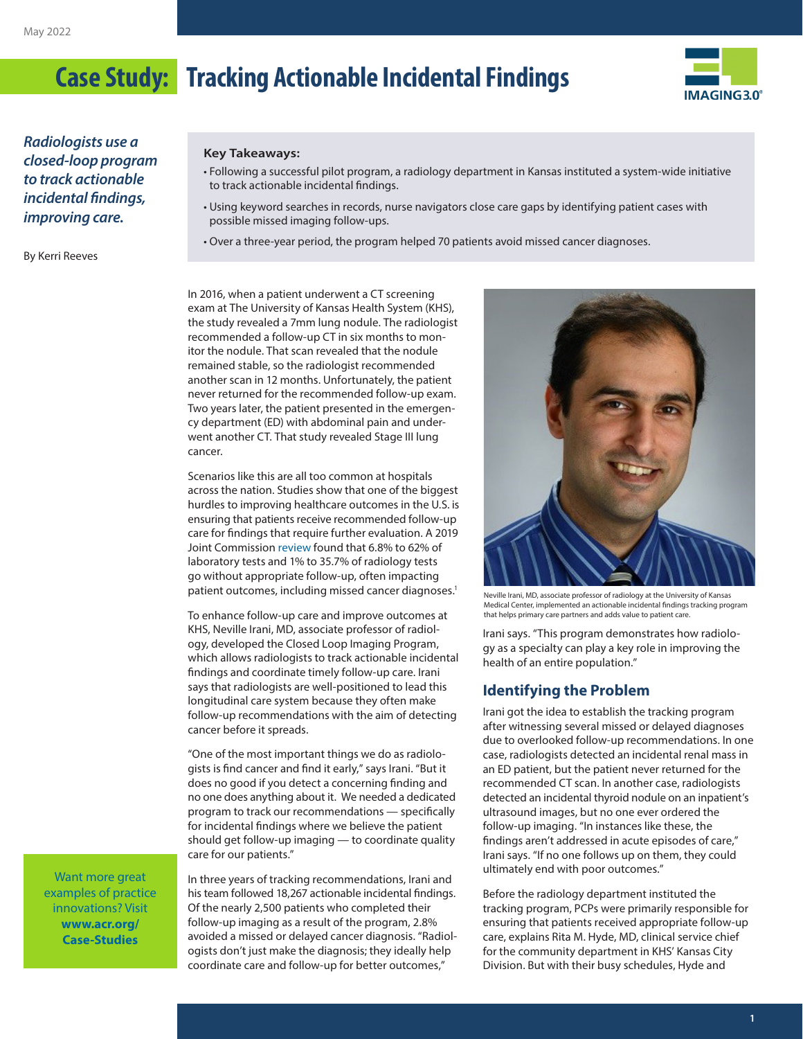May 2022

# Case Study: Tracking Actionable Incidental Findings

*Radiologists use a closed-loop program to track actionable incidental findings, improving care.*

By Kerri Reeves

**Key Takeaways:**

- Following a successful pilot program, a radiology department in Kansas instituted a system-wide initiative to track actionable incidental findings.
- Using keyword searches in records, nurse navigators close care gaps by identifying patient cases with possible missed imaging follow-ups.
- Over a three-year period, the program helped 70 patients avoid missed cancer diagnoses.

In 2016, when a patient underwent a CT screening exam at The University of Kansas Health System (KHS), the study revealed a 7mm lung nodule. The radiologist recommended a follow-up CT in six months to monitor the nodule. That scan revealed that the nodule remained stable, so the radiologist recommended another scan in 12 months. Unfortunately, the patient never returned for the recommended follow-up exam. Two years later, the patient presented in the emergency department (ED) with abdominal pain and underwent another CT. That study revealed Stage III lung cancer.

Scenarios like this are all too common at hospitals across the nation. Studies show that one of the biggest hurdles to improving healthcare outcomes in the U.S. is ensuring that patients receive recommended follow-up care for findings that require further evaluation. A 2019 Joint Commission review found that 6.8% to 62% of laboratory tests and 1% to 35.7% of radiology tests go without appropriate follow-up, often impacting patient outcomes, including missed cancer diagnoses.[1]

To enhance follow-up care and improve outcomes at KHS, Neville Irani, MD, associate professor of radiology, developed the Closed Loop Imaging Program, which allows radiologists to track actionable incidental findings and coordinate timely follow-up care. Irani says that radiologists are well-positioned to lead this longitudinal care system because they often make follow-up recommendations with the aim of detecting cancer before it spreads.

"One of the most important things we do as radiologists is find cancer and find it early," says Irani. "But it does no good if you detect a concerning finding and no one does anything about it. We needed a dedicated program to track our recommendations — specifically for incidental findings where we believe the patient should get follow-up imaging — to coordinate quality care for our patients."

In three years of tracking recommendations, Irani and his team followed 18,267 actionable incidental findings. Of the nearly 2,500 patients who completed their follow-up imaging as a result of the program, 2.8% avoided a missed or delayed cancer diagnosis. "Radiologists don't just make the diagnosis; they ideally help coordinate care and follow-up for better outcomes," Irani says. "This program demonstrates how radiology as a specialty can play a key role in improving the health of an entire population."

Neville Irani, MD, associate professor of radiology at the University of Kansas Medical Center, implemented an actionable incidental findings tracking program that helps primary care partners and adds value to patient care.

## Identifying the Problem

Irani got the idea to establish the tracking program after witnessing several missed or delayed diagnoses due to overlooked follow-up recommendations. In one case, radiologists detected an incidental renal mass in an ED patient, but the patient never returned for the recommended CT scan. In another case, radiologists detected an incidental thyroid nodule on an inpatient's ultrasound images, but no one ever ordered the follow-up imaging. "In instances like these, the findings aren't addressed in acute episodes of care," Irani says. "If no one follows up on them, they could ultimately end with poor outcomes."

Before the radiology department instituted the tracking program, PCPs were primarily responsible for ensuring that patients received appropriate follow-up care, explains Rita M. Hyde, MD, clinical service chief for the community department in KHS' Kansas City Division. But with their busy schedules, Hyde and

Want more great examples of practice innovations? Visit **www.acr.org/Case-Studies**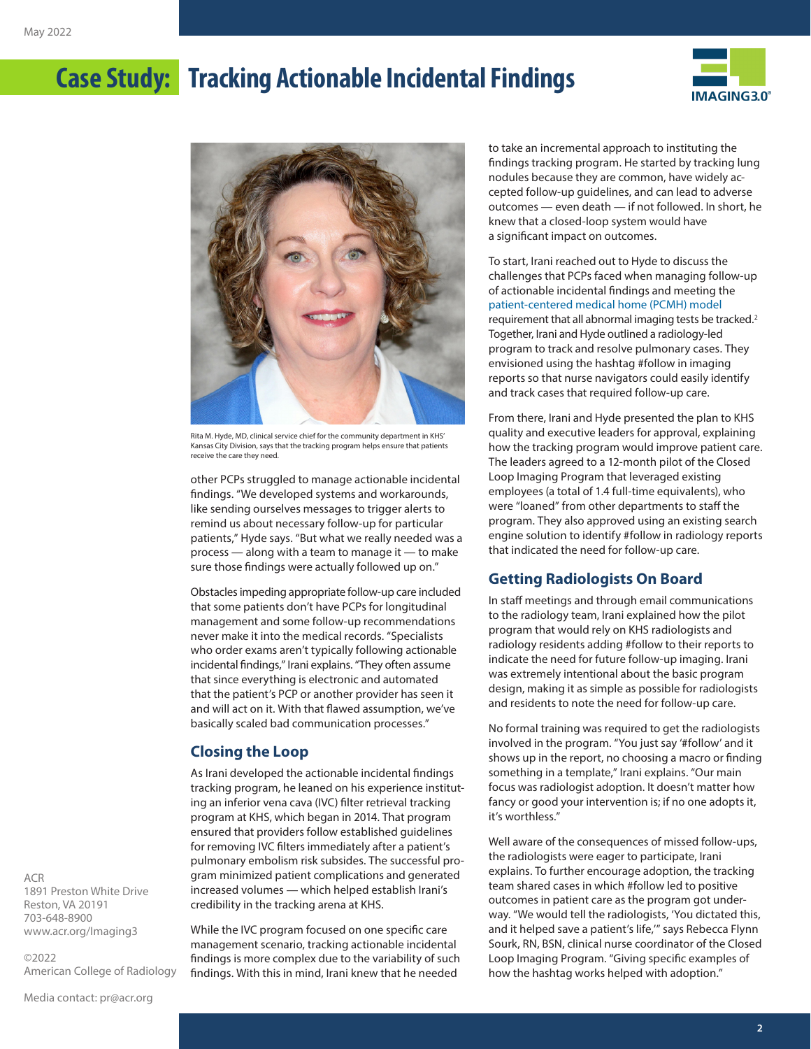Rita M. Hyde, MD, clinical service chief for the community department in KHS' Kansas City Division, says that the tracking program helps ensure that patients receive the care they need.

other PCPs struggled to manage actionable incidental findings. "We developed systems and workarounds, like sending ourselves messages to trigger alerts to remind us about necessary follow-up for particular patients," Hyde says. "But what we really needed was a process — along with a team to manage it — to make sure those findings were actually followed up on."

Obstacles impeding appropriate follow-up care included that some patients don't have PCPs for longitudinal management and some follow-up recommendations never make it into the medical records. "Specialists who order exams aren't typically following actionable incidental findings," Irani explains. "They often assume that since everything is electronic and automated that the patient's PCP or another provider has seen it and will act on it. With that flawed assumption, we've basically scaled bad communication processes."

## Closing the Loop

As Irani developed the actionable incidental findings tracking program, he leaned on his experience instituting an inferior vena cava (IVC) filter retrieval tracking program at KHS, which began in 2014. That program ensured that providers follow established guidelines for removing IVC filters immediately after a patient's pulmonary embolism risk subsides. The successful program minimized patient complications and generated increased volumes — which helped establish Irani's credibility in the tracking arena at KHS.

While the IVC program focused on one specific care management scenario, tracking actionable incidental findings is more complex due to the variability of such findings. With this in mind, Irani knew that he needed to take an incremental approach to instituting the findings tracking program. He started by tracking lung nodules because they are common, have widely accepted follow-up guidelines, and can lead to adverse outcomes — even death — if not followed. In short, he knew that a closed-loop system would have a significant impact on outcomes.

To start, Irani reached out to Hyde to discuss the challenges that PCPs faced when managing follow-up of actionable incidental findings and meeting the patient-centered medical home (PCMH) model requirement that all abnormal imaging tests be tracked.[2] Together, Irani and Hyde outlined a radiology-led program to track and resolve pulmonary cases. They envisioned using the hashtag #follow in imaging reports so that nurse navigators could easily identify and track cases that required follow-up care.

From there, Irani and Hyde presented the plan to KHS quality and executive leaders for approval, explaining how the tracking program would improve patient care. The leaders agreed to a 12-month pilot of the Closed Loop Imaging Program that leveraged existing employees (a total of 1.4 full-time equivalents), who were "loaned" from other departments to staff the program. They also approved using an existing search engine solution to identify #follow in radiology reports that indicated the need for follow-up care.

## Getting Radiologists On Board

In staff meetings and through email communications to the radiology team, Irani explained how the pilot program that would rely on KHS radiologists and radiology residents adding #follow to their reports to indicate the need for future follow-up imaging. Irani was extremely intentional about the basic program design, making it as simple as possible for radiologists and residents to note the need for follow-up care.

No formal training was required to get the radiologists involved in the program. "You just say '#follow' and it shows up in the report, no choosing a macro or finding something in a template," Irani explains. "Our main focus was radiologist adoption. It doesn't matter how fancy or good your intervention is; if no one adopts it, it's worthless."

Well aware of the consequences of missed follow-ups, the radiologists were eager to participate, Irani explains. To further encourage adoption, the tracking team shared cases in which #follow led to positive outcomes in patient care as the program got underway. "We would tell the radiologists, 'You dictated this, and it helped save a patient's life,'" says Rebecca Flynn Sourk, RN, BSN, clinical nurse coordinator of the Closed Loop Imaging Program. "Giving specific examples of how the hashtag works helped with adoption."

ACR
1891 Preston White Drive
Reston, VA 20191
703-648-8900
www.acr.org/Imaging3

©2022
American College of Radiology

Media contact: pr@acr.org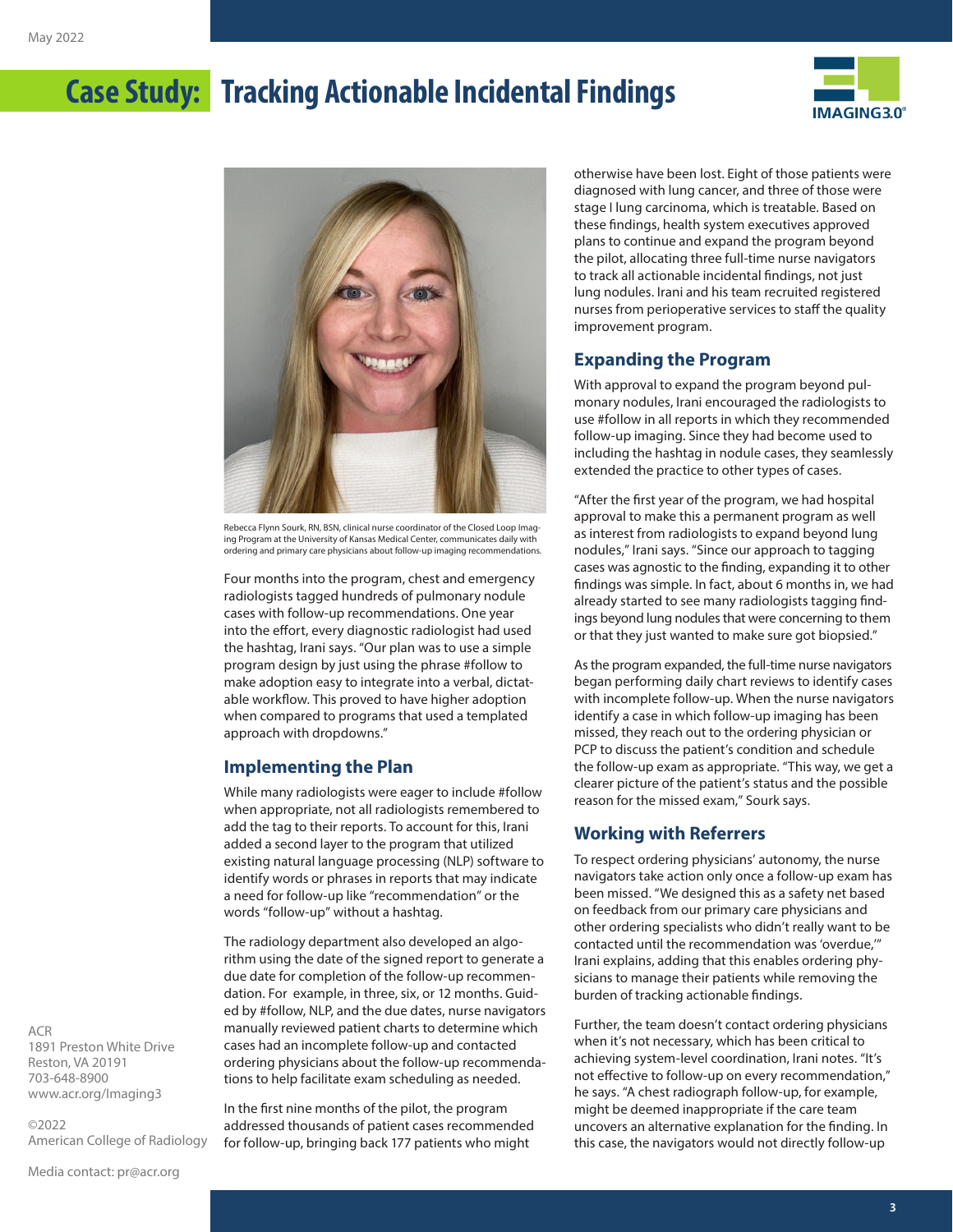# Case Study: Tracking Actionable Incidental Findings

Rebecca Flynn Sourk, RN, BSN, clinical nurse coordinator of the Closed Loop Imaging Program at the University of Kansas Medical Center, communicates daily with ordering and primary care physicians about follow-up imaging recommendations.

Four months into the program, chest and emergency radiologists tagged hundreds of pulmonary nodule cases with follow-up recommendations. One year into the effort, every diagnostic radiologist had used the hashtag, Irani says. "Our plan was to use a simple program design by just using the phrase #follow to make adoption easy to integrate into a verbal, dictatable workflow. This proved to have higher adoption when compared to programs that used a templated approach with dropdowns."

## Implementing the Plan

While many radiologists were eager to include #follow when appropriate, not all radiologists remembered to add the tag to their reports. To account for this, Irani added a second layer to the program that utilized existing natural language processing (NLP) software to identify words or phrases in reports that may indicate a need for follow-up like "recommendation" or the words "follow-up" without a hashtag.

The radiology department also developed an algorithm using the date of the signed report to generate a due date for completion of the follow-up recommendation. For example, in three, six, or 12 months. Guided by #follow, NLP, and the due dates, nurse navigators manually reviewed patient charts to determine which cases had an incomplete follow-up and contacted ordering physicians about the follow-up recommendations to help facilitate exam scheduling as needed.

In the first nine months of the pilot, the program addressed thousands of patient cases recommended for follow-up, bringing back 177 patients who might otherwise have been lost. Eight of those patients were diagnosed with lung cancer, and three of those were stage I lung carcinoma, which is treatable. Based on these findings, health system executives approved plans to continue and expand the program beyond the pilot, allocating three full-time nurse navigators to track all actionable incidental findings, not just lung nodules. Irani and his team recruited registered nurses from perioperative services to staff the quality improvement program.

## Expanding the Program

With approval to expand the program beyond pulmonary nodules, Irani encouraged the radiologists to use #follow in all reports in which they recommended follow-up imaging. Since they had become used to including the hashtag in nodule cases, they seamlessly extended the practice to other types of cases.

"After the first year of the program, we had hospital approval to make this a permanent program as well as interest from radiologists to expand beyond lung nodules," Irani says. "Since our approach to tagging cases was agnostic to the finding, expanding it to other findings was simple. In fact, about 6 months in, we had already started to see many radiologists tagging findings beyond lung nodules that were concerning to them or that they just wanted to make sure got biopsied."

As the program expanded, the full-time nurse navigators began performing daily chart reviews to identify cases with incomplete follow-up. When the nurse navigators identify a case in which follow-up imaging has been missed, they reach out to the ordering physician or PCP to discuss the patient's condition and schedule the follow-up exam as appropriate. "This way, we get a clearer picture of the patient's status and the possible reason for the missed exam," Sourk says.

## Working with Referrers

To respect ordering physicians' autonomy, the nurse navigators take action only once a follow-up exam has been missed. "We designed this as a safety net based on feedback from our primary care physicians and other ordering specialists who didn't really want to be contacted until the recommendation was 'overdue,'" Irani explains, adding that this enables ordering physicians to manage their patients while removing the burden of tracking actionable findings.

Further, the team doesn't contact ordering physicians when it's not necessary, which has been critical to achieving system-level coordination, Irani notes. "It's not effective to follow-up on every recommendation," he says. "A chest radiograph follow-up, for example, might be deemed inappropriate if the care team uncovers an alternative explanation for the finding. In this case, the navigators would not directly follow-up

ACR
1891 Preston White Drive
Reston, VA 20191
703-648-8900
www.acr.org/Imaging3

©2022
American College of Radiology

Media contact: pr@acr.org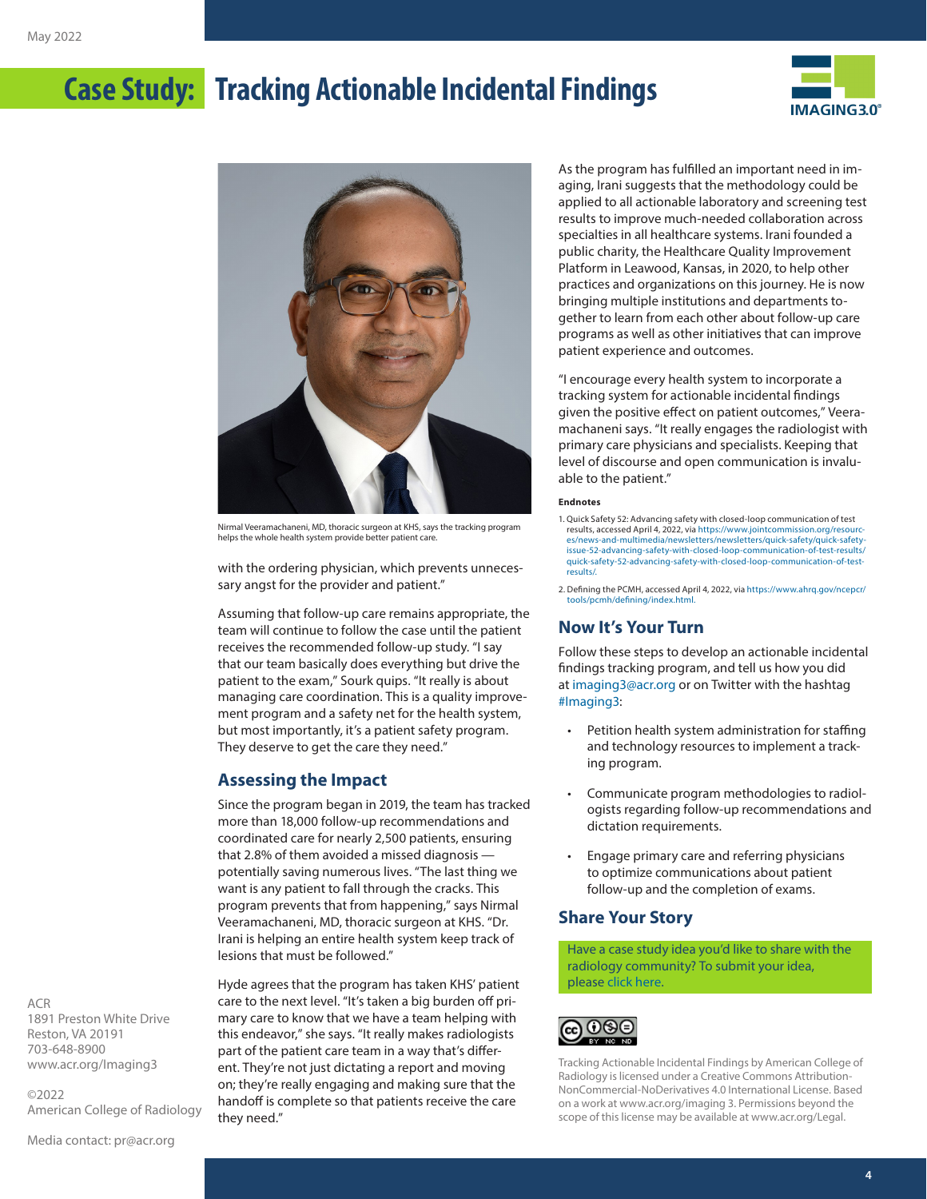# Case Study: Tracking Actionable Incidental Findings

Nirmal Veeramachaneni, MD, thoracic surgeon at KHS, says the tracking program helps the whole health system provide better patient care.

with the ordering physician, which prevents unnecessary angst for the provider and patient."

Assuming that follow-up care remains appropriate, the team will continue to follow the case until the patient receives the recommended follow-up study. "I say that our team basically does everything but drive the patient to the exam," Sourk quips. "It really is about managing care coordination. This is a quality improvement program and a safety net for the health system, but most importantly, it's a patient safety program. They deserve to get the care they need."

## Assessing the Impact

Since the program began in 2019, the team has tracked more than 18,000 follow-up recommendations and coordinated care for nearly 2,500 patients, ensuring that 2.8% of them avoided a missed diagnosis — potentially saving numerous lives. "The last thing we want is any patient to fall through the cracks. This program prevents that from happening," says Nirmal Veeramachaneni, MD, thoracic surgeon at KHS. "Dr. Irani is helping an entire health system keep track of lesions that must be followed."

Hyde agrees that the program has taken KHS' patient care to the next level. "It's taken a big burden off primary care to know that we have a team helping with this endeavor," she says. "It really makes radiologists part of the patient care team in a way that's different. They're not just dictating a report and moving on; they're really engaging and making sure that the handoff is complete so that patients receive the care they need."

As the program has fulfilled an important need in imaging, Irani suggests that the methodology could be applied to all actionable laboratory and screening test results to improve much-needed collaboration across specialties in all healthcare systems. Irani founded a public charity, the Healthcare Quality Improvement Platform in Leawood, Kansas, in 2020, to help other practices and organizations on this journey. He is now bringing multiple institutions and departments together to learn from each other about follow-up care programs as well as other initiatives that can improve patient experience and outcomes.

"I encourage every health system to incorporate a tracking system for actionable incidental findings given the positive effect on patient outcomes," Veeramachaneni says. "It really engages the radiologist with primary care physicians and specialists. Keeping that level of discourse and open communication is invaluable to the patient."

#### Endnotes

1. Quick Safety 52: Advancing safety with closed-loop communication of test results, accessed April 4, 2022, via https://www.jointcommission.org/resources/news-and-multimedia/newsletters/newsletters/quick-safety/quick-safety-issue-52-advancing-safety-with-closed-loop-communication-of-test-results/quick-safety-52-advancing-safety-with-closed-loop-communication-of-test-results/.
2. Defining the PCMH, accessed April 4, 2022, via https://www.ahrq.gov/ncepcr/tools/pcmh/defining/index.html.

## Now It's Your Turn

Follow these steps to develop an actionable incidental findings tracking program, and tell us how you did at imaging3@acr.org or on Twitter with the hashtag #Imaging3:

- Petition health system administration for staffing and technology resources to implement a tracking program.
- Communicate program methodologies to radiologists regarding follow-up recommendations and dictation requirements.
- Engage primary care and referring physicians to optimize communications about patient follow-up and the completion of exams.

## Share Your Story

Have a case study idea you'd like to share with the radiology community? To submit your idea, please click here.

Tracking Actionable Incidental Findings by American College of Radiology is licensed under a Creative Commons Attribution-NonCommercial-NoDerivatives 4.0 International License. Based on a work at www.acr.org/imaging 3. Permissions beyond the scope of this license may be available at www.acr.org/Legal.

ACR
1891 Preston White Drive
Reston, VA 20191
703-648-8900
www.acr.org/Imaging3

©2022
American College of Radiology

Media contact: pr@acr.org